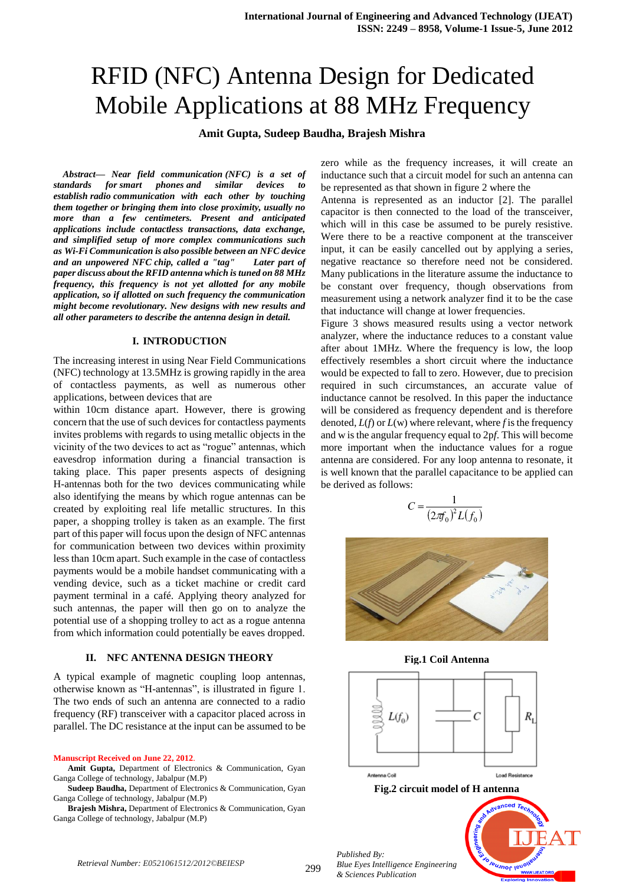# RFID (NFC) Antenna Design for Dedicated Mobile Applications at 88 MHz Frequency

**Amit Gupta, Sudeep Baudha, Brajesh Mishra**

***Abstract*— *Near field communication (NFC) is a set of standards for smart phones and similar devices to establish radio communication with each other by touching them together or bringing them into close proximity, usually no more than a few centimeters. Present and anticipated applications include contactless transactions, data exchange, and simplified setup of more complex communications such as Wi-Fi Communication is also possible between an NFC device and an unpowered NFC chip, called a "tag" Later part of paper discuss about the RFID antenna which is tuned on 88 MHz frequency, this frequency is not yet allotted for any mobile application, so if allotted on such frequency the communication might become revolutionary. New designs with new results and all other parameters to describe the antenna design in detail.***

## I. INTRODUCTION

The increasing interest in using Near Field Communications (NFC) technology at 13.5MHz is growing rapidly in the area of contactless payments, as well as numerous other applications, between devices that are within 10cm distance apart. However, there is growing concern that the use of such devices for contactless payments invites problems with regards to using metallic objects in the vicinity of the two devices to act as "rogue" antennas, which eavesdrop information during a financial transaction is taking place. This paper presents aspects of designing H-antennas both for the two devices communicating while also identifying the means by which rogue antennas can be created by exploiting real life metallic structures. In this paper, a shopping trolley is taken as an example. The first part of this paper will focus upon the design of NFC antennas for communication between two devices within proximity less than 10cm apart. Such example in the case of contactless payments would be a mobile handset communicating with a vending device, such as a ticket machine or credit card payment terminal in a café. Applying theory analyzed for such antennas, the paper will then go on to analyze the potential use of a shopping trolley to act as a rogue antenna from which information could potentially be eaves dropped.

## II. NFC ANTENNA DESIGN THEORY

A typical example of magnetic coupling loop antennas, otherwise known as "H-antennas", is illustrated in figure 1. The two ends of such an antenna are connected to a radio frequency (RF) transceiver with a capacitor placed across in parallel. The DC resistance at the input can be assumed to be zero while as the frequency increases, it will create an inductance such that a circuit model for such an antenna can be represented as that shown in figure 2 where the Antenna is represented as an inductor [2]. The parallel capacitor is then connected to the load of the transceiver, which will in this case be assumed to be purely resistive. Were there to be a reactive component at the transceiver input, it can be easily cancelled out by applying a series, negative reactance so therefore need not be considered. Many publications in the literature assume the inductance to be constant over frequency, though observations from measurement using a network analyzer find it to be the case that inductance will change at lower frequencies.

Figure 3 shows measured results using a vector network analyzer, where the inductance reduces to a constant value after about 1MHz. Where the frequency is low, the loop effectively resembles a short circuit where the inductance would be expected to fall to zero. However, due to precision required in such circumstances, an accurate value of inductance cannot be resolved. In this paper the inductance will be considered as frequency dependent and is therefore denoted, $L(f)$ or $L(w)$ where relevant, where $f$ is the frequency and w is the angular frequency equal to 2p$f$. This will become more important when the inductance values for a rogue antenna are considered. For any loop antenna to resonate, it is well known that the parallel capacitance to be applied can be derived as follows:

$$C = \frac{1}{(2\pi f_0)^2 L(f_0)}$$

**Fig.1 Coil Antenna**

**Fig.2 circuit model of H antenna**

---

Manuscript Received on June 22, 2012.

**Amit Gupta,** Department of Electronics & Communication, Gyan Ganga College of technology, Jabalpur (M.P)

**Sudeep Baudha,** Department of Electronics & Communication, Gyan Ganga College of technology, Jabalpur (M.P)

**Brajesh Mishra,** Department of Electronics & Communication, Gyan Ganga College of technology, Jabalpur (M.P)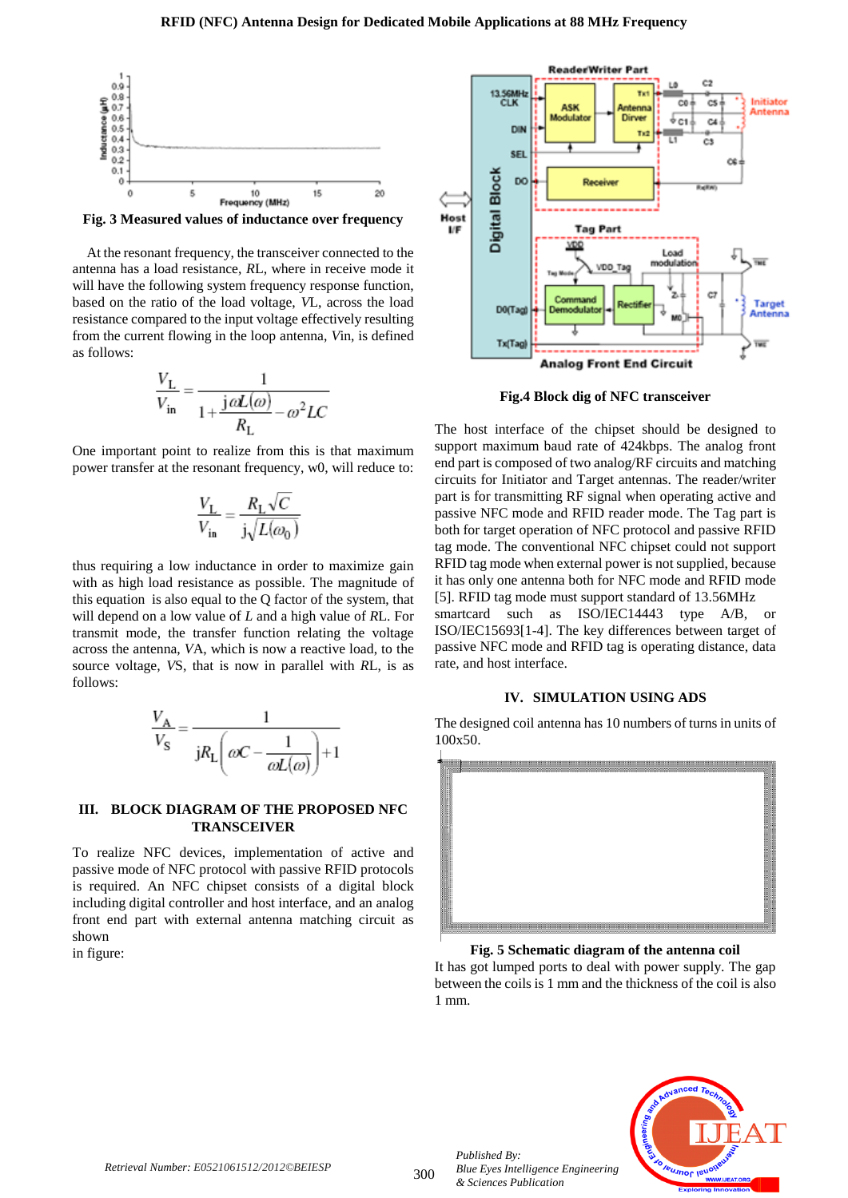**Fig. 3 Measured values of inductance over frequency**

At the resonant frequency, the transceiver connected to the antenna has a load resistance, *RL*, where in receive mode it will have the following system frequency response function, based on the ratio of the load voltage, *VL*, across the load resistance compared to the input voltage effectively resulting from the current flowing in the loop antenna, *Vin*, is defined as follows:

$$\frac{V_L}{V_{in}} = \frac{1}{1 + \frac{j\omega L(\omega)}{R_L} - \omega^2 LC}$$

One important point to realize from this is that maximum power transfer at the resonant frequency, w0, will reduce to:

$$\frac{V_L}{V_{in}} = \frac{R_L\sqrt{C}}{j\sqrt{L(\omega_0)}}$$

thus requiring a low inductance in order to maximize gain with as high load resistance as possible. The magnitude of this equation is also equal to the Q factor of the system, that will depend on a low value of *L* and a high value of *RL*. For transmit mode, the transfer function relating the voltage across the antenna, *VA*, which is now a reactive load, to the source voltage, *VS*, that is now in parallel with *RL*, is as follows:

$$\frac{V_A}{V_S} = \frac{1}{jR_L\left(\omega C - \frac{1}{\omega L(\omega)}\right) + 1}$$

## III. BLOCK DIAGRAM OF THE PROPOSED NFC TRANSCEIVER

To realize NFC devices, implementation of active and passive mode of NFC protocol with passive RFID protocols is required. An NFC chipset consists of a digital block including digital controller and host interface, and an analog front end part with external antenna matching circuit as shown
in figure:

**Fig.4 Block dig of NFC transceiver**

The host interface of the chipset should be designed to support maximum baud rate of 424kbps. The analog front end part is composed of two analog/RF circuits and matching circuits for Initiator and Target antennas. The reader/writer part is for transmitting RF signal when operating active and passive NFC mode and RFID reader mode. The Tag part is both for target operation of NFC protocol and passive RFID tag mode. The conventional NFC chipset could not support RFID tag mode when external power is not supplied, because it has only one antenna both for NFC mode and RFID mode [5]. RFID tag mode must support standard of 13.56MHz smartcard such as ISO/IEC14443 type A/B, or ISO/IEC15693[1-4]. The key differences between target of passive NFC mode and RFID tag is operating distance, data rate, and host interface.

## IV. SIMULATION USING ADS

The designed coil antenna has 10 numbers of turns in units of 100x50.

**Fig. 5 Schematic diagram of the antenna coil**

It has got lumped ports to deal with power supply. The gap between the coils is 1 mm and the thickness of the coil is also 1 mm.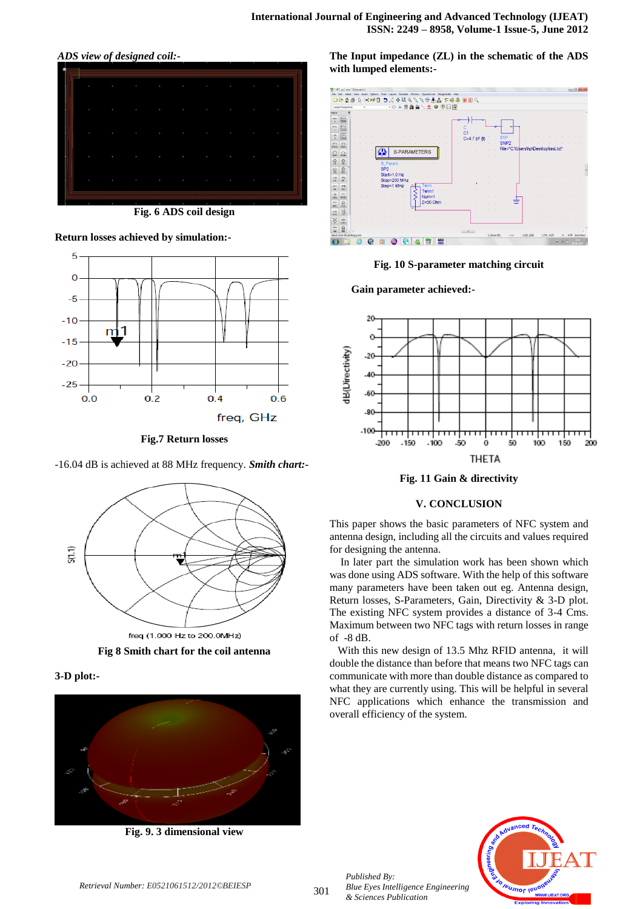*ADS view of designed coil:-*

Fig. 6 ADS coil design

**Return losses achieved by simulation:-**

**Fig.7 Return losses**

-16.04 dB is achieved at 88 MHz frequency. ***Smith chart:-***

**Fig 8 Smith chart for the coil antenna**

**3-D plot:-**

**Fig. 9. 3 dimensional view**

**The Input impedance (ZL) in the schematic of the ADS with lumped elements:-**

**Fig. 10 S-parameter matching circuit**

**Gain parameter achieved:-**

**Fig. 11 Gain & directivity**

## V. CONCLUSION

This paper shows the basic parameters of NFC system and antenna design, including all the circuits and values required for designing the antenna.

In later part the simulation work has been shown which was done using ADS software. With the help of this software many parameters have been taken out eg. Antenna design, Return losses, S-Parameters, Gain, Directivity & 3-D plot. The existing NFC system provides a distance of 3-4 Cms. Maximum between two NFC tags with return losses in range of -8 dB.

With this new design of 13.5 Mhz RFID antenna, it will double the distance than before that means two NFC tags can communicate with more than double distance as compared to what they are currently using. This will be helpful in several NFC applications which enhance the transmission and overall efficiency of the system.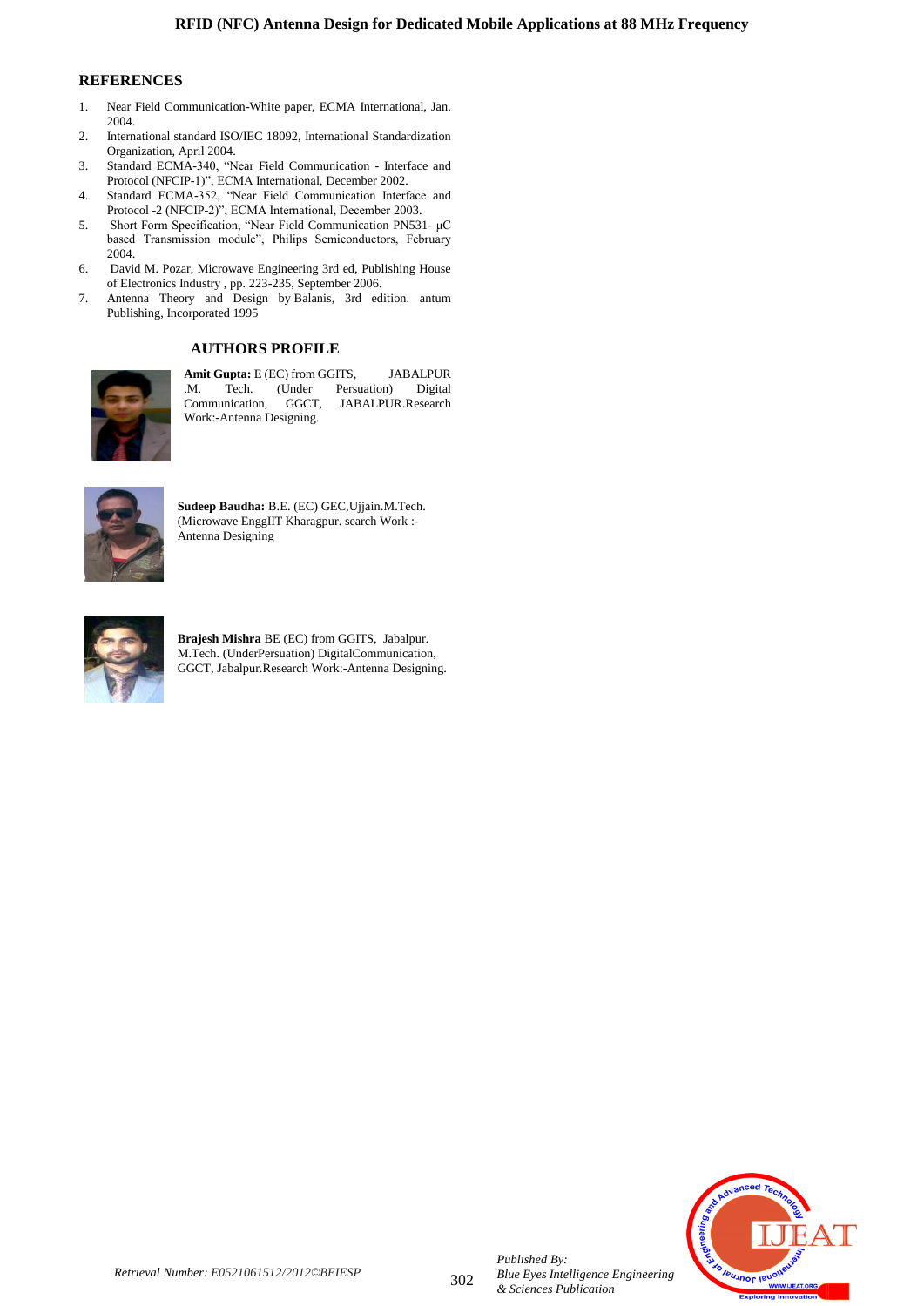## REFERENCES

1. Near Field Communication-White paper, ECMA International, Jan. 2004.
2. International standard ISO/IEC 18092, International Standardization Organization, April 2004.
3. Standard ECMA-340, "Near Field Communication - Interface and Protocol (NFCIP-1)", ECMA International, December 2002.
4. Standard ECMA-352, "Near Field Communication Interface and Protocol -2 (NFCIP-2)", ECMA International, December 2003.
5. Short Form Specification, "Near Field Communication PN531- µC based Transmission module", Philips Semiconductors, February 2004.
6. David M. Pozar, Microwave Engineering 3rd ed, Publishing House of Electronics Industry , pp. 223-235, September 2006.
7. Antenna Theory and Design by Balanis, 3rd edition. antum Publishing, Incorporated 1995

## AUTHORS PROFILE

**Amit Gupta:** E (EC) from GGITS, JABALPUR .M. Tech. (Under Persuation) Digital Communication, GGCT, JABALPUR.Research Work:-Antenna Designing.

**Sudeep Baudha:** B.E. (EC) GEC,Ujjain.M.Tech. (Microwave EnggIIT Kharagpur. search Work :- Antenna Designing

**Brajesh Mishra** BE (EC) from GGITS, Jabalpur. M.Tech. (UnderPersuation) DigitalCommunication, GGCT, Jabalpur.Research Work:-Antenna Designing.